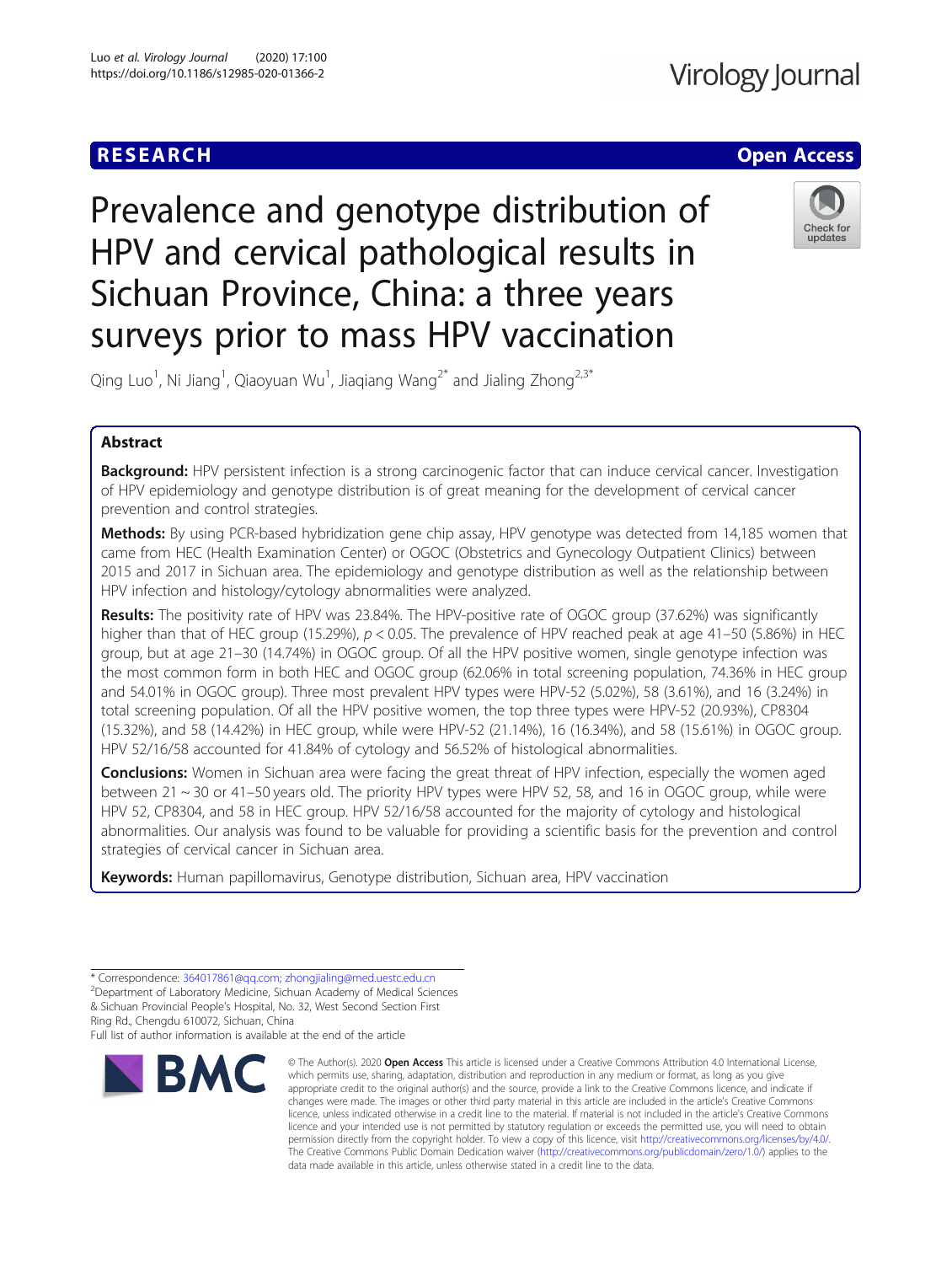RESEARCH

Open Access

# Prevalence and genotype distribution of HPV and cervical pathological results in Sichuan Province, China: a three years surveys prior to mass HPV vaccination

Qing Luo[1], Ni Jiang[1], Qiaoyuan Wu[1], Jiaqiang Wang[2*] and Jialing Zhong[2,3*]

## Abstract

**Background:** HPV persistent infection is a strong carcinogenic factor that can induce cervical cancer. Investigation of HPV epidemiology and genotype distribution is of great meaning for the development of cervical cancer prevention and control strategies.

**Methods:** By using PCR-based hybridization gene chip assay, HPV genotype was detected from 14,185 women that came from HEC (Health Examination Center) or OGOC (Obstetrics and Gynecology Outpatient Clinics) between 2015 and 2017 in Sichuan area. The epidemiology and genotype distribution as well as the relationship between HPV infection and histology/cytology abnormalities were analyzed.

**Results:** The positivity rate of HPV was 23.84%. The HPV-positive rate of OGOC group (37.62%) was significantly higher than that of HEC group (15.29%), $p < 0.05$. The prevalence of HPV reached peak at age 41–50 (5.86%) in HEC group, but at age 21–30 (14.74%) in OGOC group. Of all the HPV positive women, single genotype infection was the most common form in both HEC and OGOC group (62.06% in total screening population, 74.36% in HEC group and 54.01% in OGOC group). Three most prevalent HPV types were HPV-52 (5.02%), 58 (3.61%), and 16 (3.24%) in total screening population. Of all the HPV positive women, the top three types were HPV-52 (20.93%), CP8304 (15.32%), and 58 (14.42%) in HEC group, while were HPV-52 (21.14%), 16 (16.34%), and 58 (15.61%) in OGOC group. HPV 52/16/58 accounted for 41.84% of cytology and 56.52% of histological abnormalities.

**Conclusions:** Women in Sichuan area were facing the great threat of HPV infection, especially the women aged between 21 ~ 30 or 41–50 years old. The priority HPV types were HPV 52, 58, and 16 in OGOC group, while were HPV 52, CP8304, and 58 in HEC group. HPV 52/16/58 accounted for the majority of cytology and histological abnormalities. Our analysis was found to be valuable for providing a scientific basis for the prevention and control strategies of cervical cancer in Sichuan area.

**Keywords:** Human papillomavirus, Genotype distribution, Sichuan area, HPV vaccination

---

* Correspondence: 364017861@qq.com; zhongjialing@med.uestc.edu.cn
[2]Department of Laboratory Medicine, Sichuan Academy of Medical Sciences & Sichuan Provincial People's Hospital, No. 32, West Second Section First Ring Rd., Chengdu 610072, Sichuan, China
Full list of author information is available at the end of the article

© The Author(s). 2020 **Open Access** This article is licensed under a Creative Commons Attribution 4.0 International License, which permits use, sharing, adaptation, distribution and reproduction in any medium or format, as long as you give appropriate credit to the original author(s) and the source, provide a link to the Creative Commons licence, and indicate if changes were made. The images or other third party material in this article are included in the article's Creative Commons licence, unless indicated otherwise in a credit line to the material. If material is not included in the article's Creative Commons licence and your intended use is not permitted by statutory regulation or exceeds the permitted use, you will need to obtain permission directly from the copyright holder. To view a copy of this licence, visit http://creativecommons.org/licenses/by/4.0/. The Creative Commons Public Domain Dedication waiver (http://creativecommons.org/publicdomain/zero/1.0/) applies to the data made available in this article, unless otherwise stated in a credit line to the data.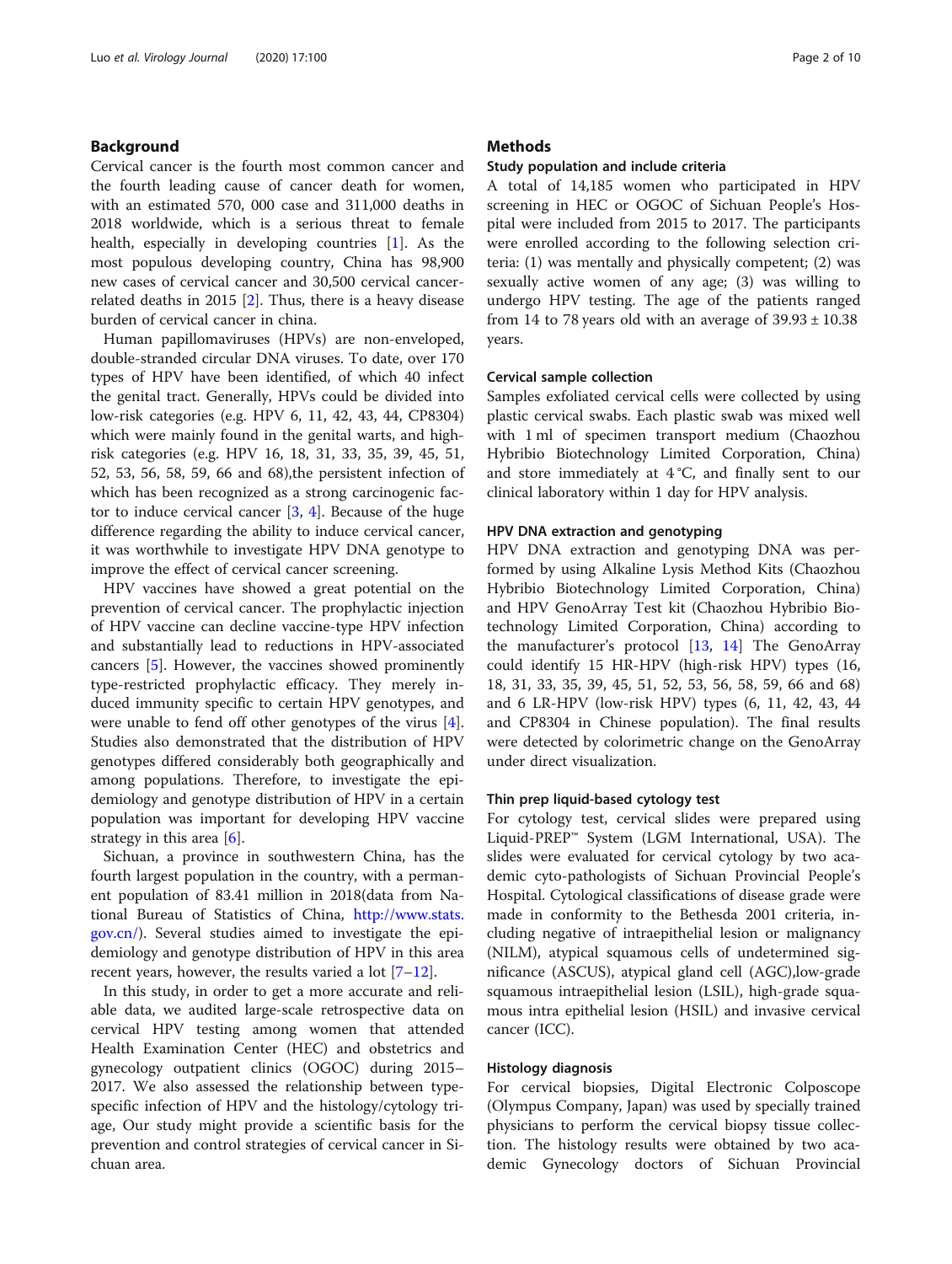## Background

Cervical cancer is the fourth most common cancer and the fourth leading cause of cancer death for women, with an estimated 570, 000 case and 311,000 deaths in 2018 worldwide, which is a serious threat to female health, especially in developing countries [1]. As the most populous developing country, China has 98,900 new cases of cervical cancer and 30,500 cervical cancer-related deaths in 2015 [2]. Thus, there is a heavy disease burden of cervical cancer in china.

Human papillomaviruses (HPVs) are non-enveloped, double-stranded circular DNA viruses. To date, over 170 types of HPV have been identified, of which 40 infect the genital tract. Generally, HPVs could be divided into low-risk categories (e.g. HPV 6, 11, 42, 43, 44, CP8304) which were mainly found in the genital warts, and high-risk categories (e.g. HPV 16, 18, 31, 33, 35, 39, 45, 51, 52, 53, 56, 58, 59, 66 and 68),the persistent infection of which has been recognized as a strong carcinogenic factor to induce cervical cancer [3, 4]. Because of the huge difference regarding the ability to induce cervical cancer, it was worthwhile to investigate HPV DNA genotype to improve the effect of cervical cancer screening.

HPV vaccines have showed a great potential on the prevention of cervical cancer. The prophylactic injection of HPV vaccine can decline vaccine-type HPV infection and substantially lead to reductions in HPV-associated cancers [5]. However, the vaccines showed prominently type-restricted prophylactic efficacy. They merely induced immunity specific to certain HPV genotypes, and were unable to fend off other genotypes of the virus [4]. Studies also demonstrated that the distribution of HPV genotypes differed considerably both geographically and among populations. Therefore, to investigate the epidemiology and genotype distribution of HPV in a certain population was important for developing HPV vaccine strategy in this area [6].

Sichuan, a province in southwestern China, has the fourth largest population in the country, with a permanent population of 83.41 million in 2018(data from National Bureau of Statistics of China, http://www.stats.gov.cn/). Several studies aimed to investigate the epidemiology and genotype distribution of HPV in this area recent years, however, the results varied a lot [7–12].

In this study, in order to get a more accurate and reliable data, we audited large-scale retrospective data on cervical HPV testing among women that attended Health Examination Center (HEC) and obstetrics and gynecology outpatient clinics (OGOC) during 2015–2017. We also assessed the relationship between type-specific infection of HPV and the histology/cytology triage, Our study might provide a scientific basis for the prevention and control strategies of cervical cancer in Sichuan area.

## Methods

### Study population and include criteria

A total of 14,185 women who participated in HPV screening in HEC or OGOC of Sichuan People's Hospital were included from 2015 to 2017. The participants were enrolled according to the following selection criteria: (1) was mentally and physically competent; (2) was sexually active women of any age; (3) was willing to undergo HPV testing. The age of the patients ranged from 14 to 78 years old with an average of 39.93 ± 10.38 years.

### Cervical sample collection

Samples exfoliated cervical cells were collected by using plastic cervical swabs. Each plastic swab was mixed well with 1 ml of specimen transport medium (Chaozhou Hybribio Biotechnology Limited Corporation, China) and store immediately at 4 °C, and finally sent to our clinical laboratory within 1 day for HPV analysis.

### HPV DNA extraction and genotyping

HPV DNA extraction and genotyping DNA was performed by using Alkaline Lysis Method Kits (Chaozhou Hybribio Biotechnology Limited Corporation, China) and HPV GenoArray Test kit (Chaozhou Hybribio Biotechnology Limited Corporation, China) according to the manufacturer's protocol [13, 14] The GenoArray could identify 15 HR-HPV (high-risk HPV) types (16, 18, 31, 33, 35, 39, 45, 51, 52, 53, 56, 58, 59, 66 and 68) and 6 LR-HPV (low-risk HPV) types (6, 11, 42, 43, 44 and CP8304 in Chinese population). The final results were detected by colorimetric change on the GenoArray under direct visualization.

### Thin prep liquid-based cytology test

For cytology test, cervical slides were prepared using Liquid-PREP™ System (LGM International, USA). The slides were evaluated for cervical cytology by two academic cyto-pathologists of Sichuan Provincial People's Hospital. Cytological classifications of disease grade were made in conformity to the Bethesda 2001 criteria, including negative of intraepithelial lesion or malignancy (NILM), atypical squamous cells of undetermined significance (ASCUS), atypical gland cell (AGC),low-grade squamous intraepithelial lesion (LSIL), high-grade squamous intra epithelial lesion (HSIL) and invasive cervical cancer (ICC).

### Histology diagnosis

For cervical biopsies, Digital Electronic Colposcope (Olympus Company, Japan) was used by specially trained physicians to perform the cervical biopsy tissue collection. The histology results were obtained by two academic Gynecology doctors of Sichuan Provincial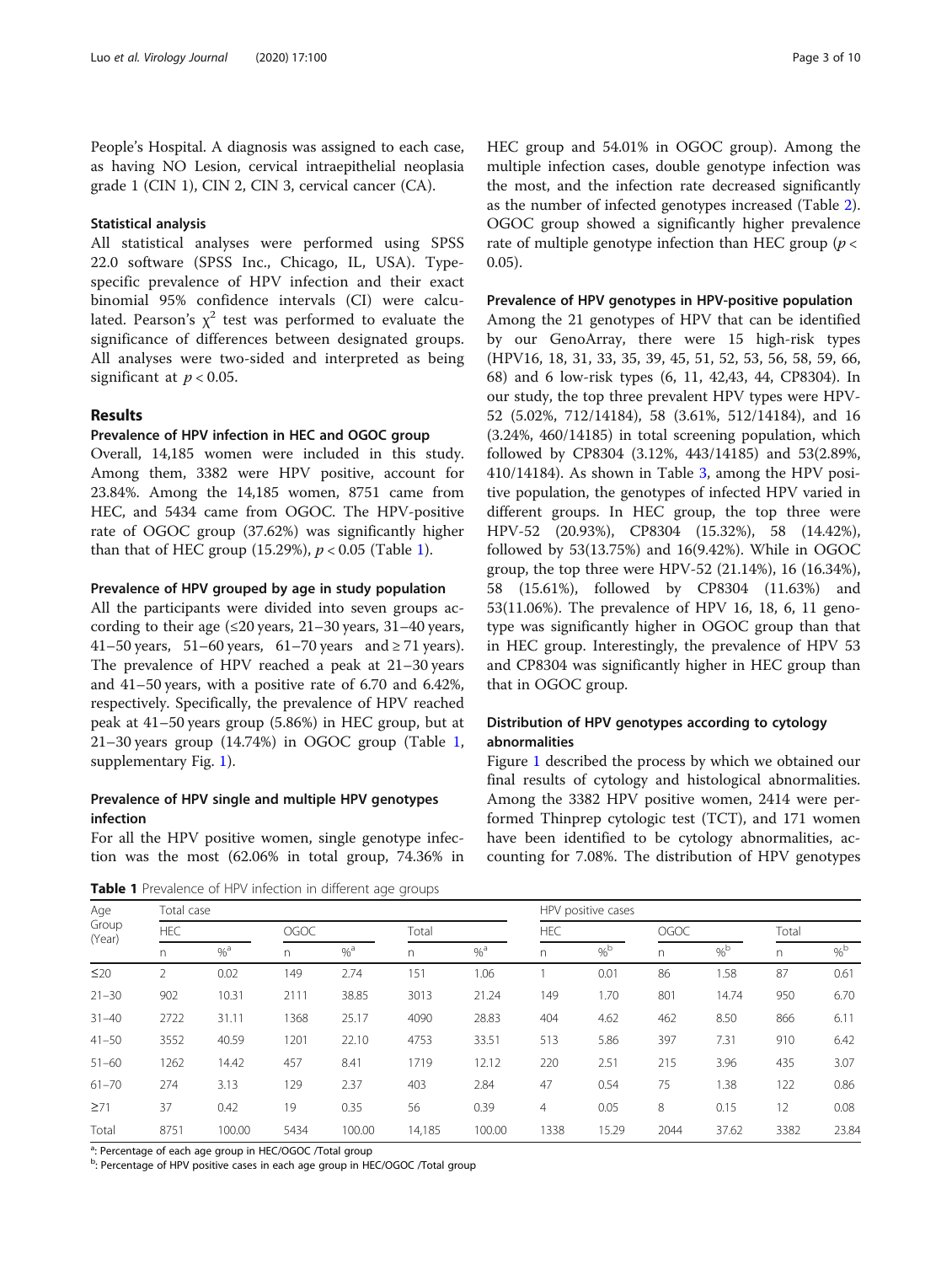People's Hospital. A diagnosis was assigned to each case, as having NO Lesion, cervical intraepithelial neoplasia grade 1 (CIN 1), CIN 2, CIN 3, cervical cancer (CA).

### Statistical analysis

All statistical analyses were performed using SPSS 22.0 software (SPSS Inc., Chicago, IL, USA). Type-specific prevalence of HPV infection and their exact binomial 95% confidence intervals (CI) were calculated. Pearson's $\chi^2$ test was performed to evaluate the significance of differences between designated groups. All analyses were two-sided and interpreted as being significant at $p < 0.05$.

## Results

### Prevalence of HPV infection in HEC and OGOC group

Overall, 14,185 women were included in this study. Among them, 3382 were HPV positive, account for 23.84%. Among the 14,185 women, 8751 came from HEC, and 5434 came from OGOC. The HPV-positive rate of OGOC group (37.62%) was significantly higher than that of HEC group (15.29%), $p < 0.05$ (Table 1).

### Prevalence of HPV grouped by age in study population

All the participants were divided into seven groups according to their age (≤20 years, 21–30 years, 31–40 years, 41–50 years, 51–60 years, 61–70 years and ≥ 71 years). The prevalence of HPV reached a peak at 21–30 years and 41–50 years, with a positive rate of 6.70 and 6.42%, respectively. Specifically, the prevalence of HPV reached peak at 41–50 years group (5.86%) in HEC group, but at 21–30 years group (14.74%) in OGOC group (Table 1, supplementary Fig. 1).

### Prevalence of HPV single and multiple HPV genotypes infection

For all the HPV positive women, single genotype infection was the most (62.06% in total group, 74.36% in HEC group and 54.01% in OGOC group). Among the multiple infection cases, double genotype infection was the most, and the infection rate decreased significantly as the number of infected genotypes increased (Table 2). OGOC group showed a significantly higher prevalence rate of multiple genotype infection than HEC group ($p < 0.05$).

### Prevalence of HPV genotypes in HPV-positive population

Among the 21 genotypes of HPV that can be identified by our GenoArray, there were 15 high-risk types (HPV16, 18, 31, 33, 35, 39, 45, 51, 52, 53, 56, 58, 59, 66, 68) and 6 low-risk types (6, 11, 42,43, 44, CP8304). In our study, the top three prevalent HPV types were HPV-52 (5.02%, 712/14184), 58 (3.61%, 512/14184), and 16 (3.24%, 460/14185) in total screening population, which followed by CP8304 (3.12%, 443/14185) and 53(2.89%, 410/14184). As shown in Table 3, among the HPV positive population, the genotypes of infected HPV varied in different groups. In HEC group, the top three were HPV-52 (20.93%), CP8304 (15.32%), 58 (14.42%), followed by 53(13.75%) and 16(9.42%). While in OGOC group, the top three were HPV-52 (21.14%), 16 (16.34%), 58 (15.61%), followed by CP8304 (11.63%) and 53(11.06%). The prevalence of HPV 16, 18, 6, 11 genotype was significantly higher in OGOC group than that in HEC group. Interestingly, the prevalence of HPV 53 and CP8304 was significantly higher in HEC group than that in OGOC group.

### Distribution of HPV genotypes according to cytology abnormalities

Figure 1 described the process by which we obtained our final results of cytology and histological abnormalities. Among the 3382 HPV positive women, 2414 were performed Thinprep cytologic test (TCT), and 171 women have been identified to be cytology abnormalities, accounting for 7.08%. The distribution of HPV genotypes

**Table 1** Prevalence of HPV infection in different age groups

| Age Group (Year) | Total case | | | | | | HPV positive cases | | | | | |
|---|---|---|---|---|---|---|---|---|---|---|---|---|
| | HEC | | OGOC | | Total | | HEC | | OGOC | | Total | |
| | n | %[a] | n | %[a] | n | %[a] | n | %[b] | n | %[b] | n | %[b] |
| ≤20 | 2 | 0.02 | 149 | 2.74 | 151 | 1.06 | 1 | 0.01 | 86 | 1.58 | 87 | 0.61 |
| 21–30 | 902 | 10.31 | 2111 | 38.85 | 3013 | 21.24 | 149 | 1.70 | 801 | 14.74 | 950 | 6.70 |
| 31–40 | 2722 | 31.11 | 1368 | 25.17 | 4090 | 28.83 | 404 | 4.62 | 462 | 8.50 | 866 | 6.11 |
| 41–50 | 3552 | 40.59 | 1201 | 22.10 | 4753 | 33.51 | 513 | 5.86 | 397 | 7.31 | 910 | 6.42 |
| 51–60 | 1262 | 14.42 | 457 | 8.41 | 1719 | 12.12 | 220 | 2.51 | 215 | 3.96 | 435 | 3.07 |
| 61–70 | 274 | 3.13 | 129 | 2.37 | 403 | 2.84 | 47 | 0.54 | 75 | 1.38 | 122 | 0.86 |
| ≥71 | 37 | 0.42 | 19 | 0.35 | 56 | 0.39 | 4 | 0.05 | 8 | 0.15 | 12 | 0.08 |
| Total | 8751 | 100.00 | 5434 | 100.00 | 14,185 | 100.00 | 1338 | 15.29 | 2044 | 37.62 | 3382 | 23.84 |

[a]: Percentage of each age group in HEC/OGOC /Total group

[b]: Percentage of HPV positive cases in each age group in HEC/OGOC /Total group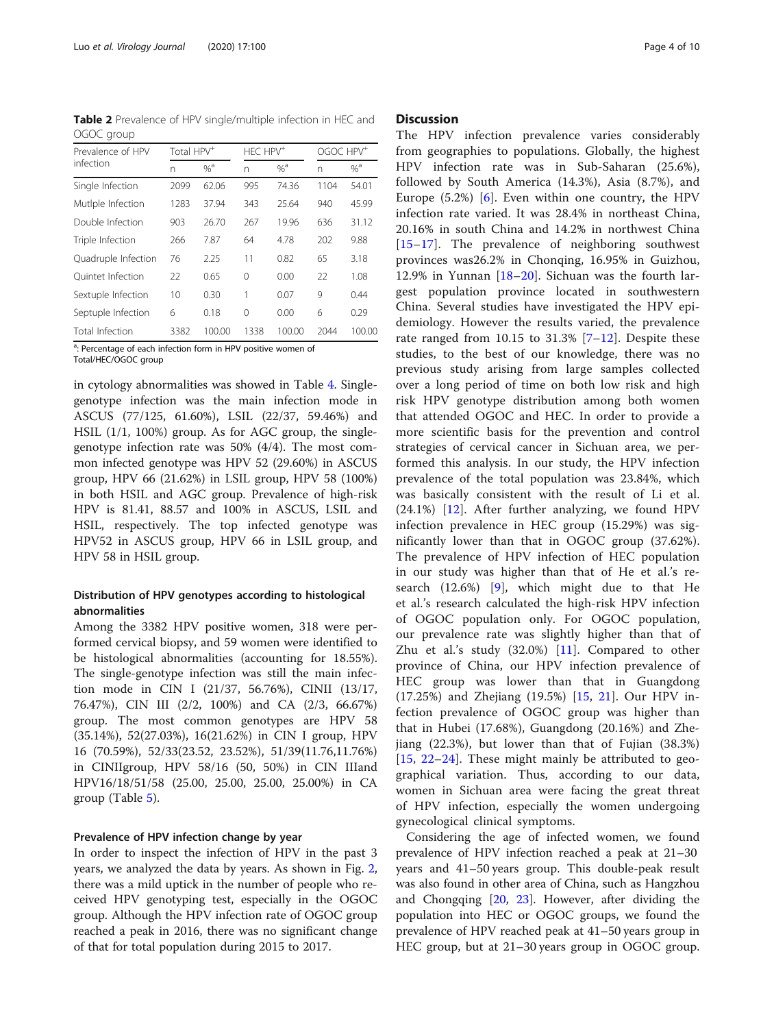**Table 2** Prevalence of HPV single/multiple infection in HEC and OGOC group

| Prevalence of HPV infection | Total HPV+ | | HEC HPV+ | | OGOC HPV+ | |
|---|---|---|---|---|---|---|
| | n | %[a] | n | %[a] | n | %[a] |
| Single Infection | 2099 | 62.06 | 995 | 74.36 | 1104 | 54.01 |
| Mutlple Infection | 1283 | 37.94 | 343 | 25.64 | 940 | 45.99 |
| Double Infection | 903 | 26.70 | 267 | 19.96 | 636 | 31.12 |
| Triple Infection | 266 | 7.87 | 64 | 4.78 | 202 | 9.88 |
| Quadruple Infection | 76 | 2.25 | 11 | 0.82 | 65 | 3.18 |
| Quintet Infection | 22 | 0.65 | 0 | 0.00 | 22 | 1.08 |
| Sextuple Infection | 10 | 0.30 | 1 | 0.07 | 9 | 0.44 |
| Septuple Infection | 6 | 0.18 | 0 | 0.00 | 6 | 0.29 |
| Total Infection | 3382 | 100.00 | 1338 | 100.00 | 2044 | 100.00 |

[a]: Percentage of each infection form in HPV positive women of Total/HEC/OGOC group

in cytology abnormalities was showed in Table 4. Single-genotype infection was the main infection mode in ASCUS (77/125, 61.60%), LSIL (22/37, 59.46%) and HSIL (1/1, 100%) group. As for AGC group, the single-genotype infection rate was 50% (4/4). The most common infected genotype was HPV 52 (29.60%) in ASCUS group, HPV 66 (21.62%) in LSIL group, HPV 58 (100%) in both HSIL and AGC group. Prevalence of high-risk HPV is 81.41, 88.57 and 100% in ASCUS, LSIL and HSIL, respectively. The top infected genotype was HPV52 in ASCUS group, HPV 66 in LSIL group, and HPV 58 in HSIL group.

### Distribution of HPV genotypes according to histological abnormalities

Among the 3382 HPV positive women, 318 were performed cervical biopsy, and 59 women were identified to be histological abnormalities (accounting for 18.55%). The single-genotype infection was still the main infection mode in CIN I (21/37, 56.76%), CINII (13/17, 76.47%), CIN III (2/2, 100%) and CA (2/3, 66.67%) group. The most common genotypes are HPV 58 (35.14%), 52(27.03%), 16(21.62%) in CIN I group, HPV 16 (70.59%), 52/33(23.52, 23.52%), 51/39(11.76,11.76%) in CINIIgroup, HPV 58/16 (50, 50%) in CIN IIIand HPV16/18/51/58 (25.00, 25.00, 25.00, 25.00%) in CA group (Table 5).

### Prevalence of HPV infection change by year

In order to inspect the infection of HPV in the past 3 years, we analyzed the data by years. As shown in Fig. 2, there was a mild uptick in the number of people who received HPV genotyping test, especially in the OGOC group. Although the HPV infection rate of OGOC group reached a peak in 2016, there was no significant change of that for total population during 2015 to 2017.

## Discussion

The HPV infection prevalence varies considerably from geographies to populations. Globally, the highest HPV infection rate was in Sub-Saharan (25.6%), followed by South America (14.3%), Asia (8.7%), and Europe (5.2%) [6]. Even within one country, the HPV infection rate varied. It was 28.4% in northeast China, 20.16% in south China and 14.2% in northwest China [15–17]. The prevalence of neighboring southwest provinces was26.2% in Chonqing, 16.95% in Guizhou, 12.9% in Yunnan [18–20]. Sichuan was the fourth largest population province located in southwestern China. Several studies have investigated the HPV epidemiology. However the results varied, the prevalence rate ranged from 10.15 to 31.3% [7–12]. Despite these studies, to the best of our knowledge, there was no previous study arising from large samples collected over a long period of time on both low risk and high risk HPV genotype distribution among both women that attended OGOC and HEC. In order to provide a more scientific basis for the prevention and control strategies of cervical cancer in Sichuan area, we performed this analysis. In our study, the HPV infection prevalence of the total population was 23.84%, which was basically consistent with the result of Li et al. (24.1%) [12]. After further analyzing, we found HPV infection prevalence in HEC group (15.29%) was significantly lower than that in OGOC group (37.62%). The prevalence of HPV infection of HEC population in our study was higher than that of He et al.'s research (12.6%) [9], which might due to that He et al.'s research calculated the high-risk HPV infection of OGOC population only. For OGOC population, our prevalence rate was slightly higher than that of Zhu et al.'s study (32.0%) [11]. Compared to other province of China, our HPV infection prevalence of HEC group was lower than that in Guangdong (17.25%) and Zhejiang (19.5%) [15, 21]. Our HPV infection prevalence of OGOC group was higher than that in Hubei (17.68%), Guangdong (20.16%) and Zhejiang (22.3%), but lower than that of Fujian (38.3%) [15, 22–24]. These might mainly be attributed to geographical variation. Thus, according to our data, women in Sichuan area were facing the great threat of HPV infection, especially the women undergoing gynecological clinical symptoms.

Considering the age of infected women, we found prevalence of HPV infection reached a peak at 21–30 years and 41–50 years group. This double-peak result was also found in other area of China, such as Hangzhou and Chongqing [20, 23]. However, after dividing the population into HEC or OGOC groups, we found the prevalence of HPV reached peak at 41–50 years group in HEC group, but at 21–30 years group in OGOC group.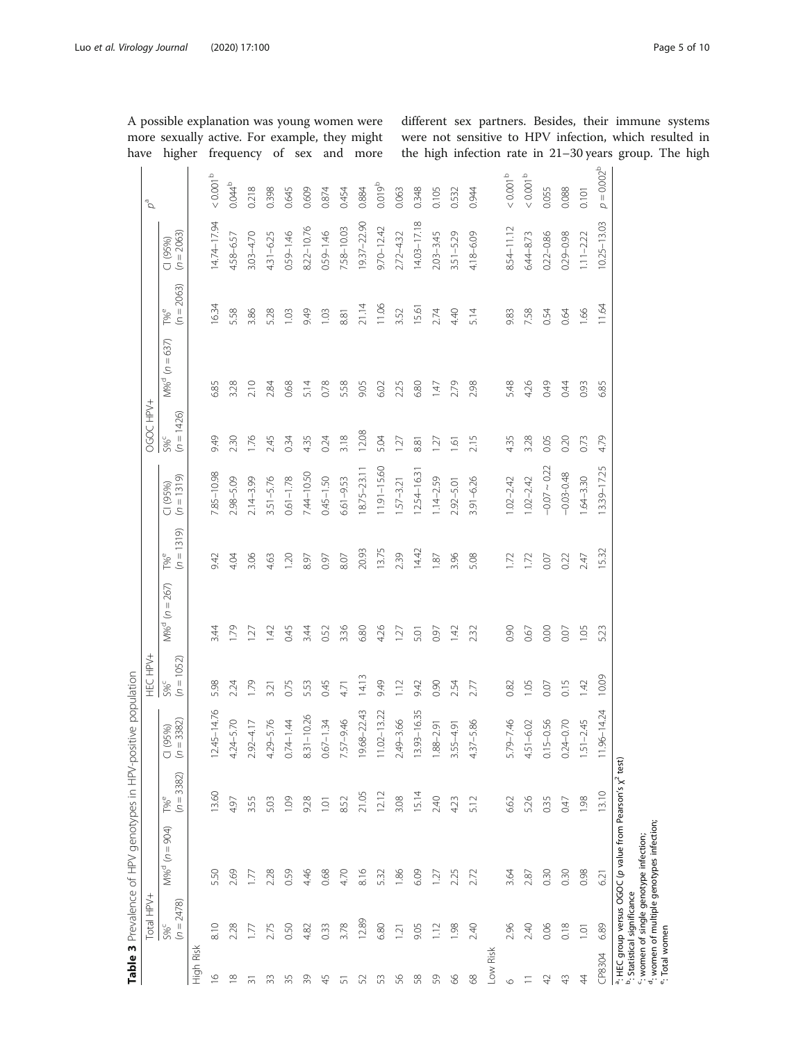A possible explanation was young women were more sexually active. For example, they might have higher frequency of sex and more different sex partners. Besides, their immune systems were not sensitive to HPV infection, which resulted in the high infection rate in 21–30 years group. The high

**Table 3** Prevalence of HPV genotypes in HPV-positive population

| | Total HPV+ | | | | HEC HPV+ | | | | OGOC HPV+ | | | | $p$[a] |
|---|---|---|---|---|---|---|---|---|---|---|---|---|---|
| | S%[c] ($n$ = 2478) | M%[d] ($n$ = 904) | T%[e] ($n$ = 3382) | CI (95%) ($n$ = 3382) | S%[c] ($n$ = 1052) | M%[d] ($n$ = 267) | T%[e] ($n$ = 1319) | CI (95%) ($n$ = 1319) | S%[c] ($n$ = 1426) | M%[d] ($n$ = 637) | T%[e] ($n$ = 2063) | CI (95%) ($n$ = 2063) | |
| High Risk | | | | | | | | | | | | | |
| 16 | 8.10 | 5.50 | 13.60 | 12.45–14.76 | 5.98 | 3.44 | 9.42 | 7.85–10.98 | 9.49 | 6.85 | 16.34 | 14.74–17.94 | < 0.001[b] |
| 18 | 2.28 | 2.69 | 4.97 | 4.24–5.70 | 2.24 | 1.79 | 4.04 | 2.98–5.09 | 2.30 | 3.28 | 5.58 | 4.58–6.57 | 0.044[b] |
| 31 | 1.77 | 1.77 | 3.55 | 2.92–4.17 | 1.79 | 1.27 | 3.06 | 2.14–3.99 | 1.76 | 2.10 | 3.86 | 3.03–4.70 | 0.218 |
| 33 | 2.75 | 2.28 | 5.03 | 4.29–5.76 | 3.21 | 1.42 | 4.63 | 3.51–5.76 | 2.45 | 2.84 | 5.28 | 4.31–6.25 | 0.398 |
| 35 | 0.50 | 0.59 | 1.09 | 0.74–1.44 | 0.75 | 0.45 | 1.20 | 0.61–1.78 | 0.34 | 0.68 | 1.03 | 0.59–1.46 | 0.645 |
| 39 | 4.82 | 4.46 | 9.28 | 8.31–10.26 | 5.53 | 3.44 | 8.97 | 7.44–10.50 | 4.35 | 5.14 | 9.49 | 8.22–10.76 | 0.609 |
| 45 | 0.33 | 0.68 | 1.01 | 0.67–1.34 | 0.45 | 0.52 | 0.97 | 0.45–1.50 | 0.24 | 0.78 | 1.03 | 0.59–1.46 | 0.874 |
| 51 | 3.78 | 4.70 | 8.52 | 7.57–9.46 | 4.71 | 3.36 | 8.07 | 6.61–9.53 | 3.18 | 5.58 | 8.81 | 7.58–10.03 | 0.454 |
| 52 | 12.89 | 8.16 | 21.05 | 19.68–22.43 | 14.13 | 6.80 | 20.93 | 18.75–23.11 | 12.08 | 9.05 | 21.14 | 19.37–22.90 | 0.884 |
| 53 | 6.80 | 5.32 | 12.12 | 11.02–13.22 | 9.49 | 4.26 | 13.75 | 11.91–15.60 | 5.04 | 6.02 | 11.06 | 9.70–12.42 | 0.019[b] |
| 56 | 1.21 | 1.86 | 3.08 | 2.49–3.66 | 1.12 | 1.27 | 2.39 | 1.57–3.21 | 1.27 | 2.25 | 3.52 | 2.72–4.32 | 0.063 |
| 58 | 9.05 | 6.09 | 15.14 | 13.93–16.35 | 9.42 | 5.01 | 14.42 | 12.54–16.31 | 8.81 | 6.80 | 15.61 | 14.03–17.18 | 0.348 |
| 59 | 1.12 | 1.27 | 2.40 | 1.88–2.91 | 0.90 | 0.97 | 1.87 | 1.14–2.59 | 1.27 | 1.47 | 2.74 | 2.03–3.45 | 0.105 |
| 66 | 1.98 | 2.25 | 4.23 | 3.55–4.91 | 2.54 | 1.42 | 3.96 | 2.92–5.01 | 1.61 | 2.79 | 4.40 | 3.51–5.29 | 0.532 |
| 68 | 2.40 | 2.72 | 5.12 | 4.37–5.86 | 2.77 | 2.32 | 5.08 | 3.91–6.26 | 2.15 | 2.98 | 5.14 | 4.18–6.09 | 0.944 |
| Low Risk | | | | | | | | | | | | | |
| 6 | 2.96 | 3.64 | 6.62 | 5.79–7.46 | 0.82 | 0.90 | 1.72 | 1.02–2.42 | 4.35 | 5.48 | 9.83 | 8.54–11.12 | < 0.001[b] |
| 11 | 2.40 | 2.87 | 5.26 | 4.51–6.02 | 1.05 | 0.67 | 1.72 | 1.02–2.42 | 3.28 | 4.26 | 7.58 | 6.44–8.73 | < 0.001[b] |
| 42 | 0.06 | 0.30 | 0.35 | 0.15–0.56 | 0.07 | 0.00 | 0.07 | −0.07 ~ 0.22 | 0.05 | 0.49 | 0.54 | 0.22–0.86 | 0.055 |
| 43 | 0.18 | 0.30 | 0.47 | 0.24–0.70 | 0.15 | 0.07 | 0.22 | −0.03-0.48 | 0.20 | 0.44 | 0.64 | 0.29–0.98 | 0.088 |
| 44 | 1.01 | 0.98 | 1.98 | 1.51–2.45 | 1.42 | 1.05 | 2.47 | 1.64–3.30 | 0.73 | 0.93 | 1.66 | 1.11–2.22 | 0.101 |
| CP8304 | 6.89 | 6.21 | 13.10 | 11.96–14.24 | 10.09 | 5.23 | 15.32 | 13.39–17.25 | 4.79 | 6.85 | 11.64 | 10.25–13.03 | $p$ = 0.002[b] |

[a]: HEC group versus OGOC ($p$ value from Pearson's $\chi^2$ test)
[b]: Statistical significance
[c]: women of single genotype infection;
[d]: women of multiple genotypes infection;
[e]: Total women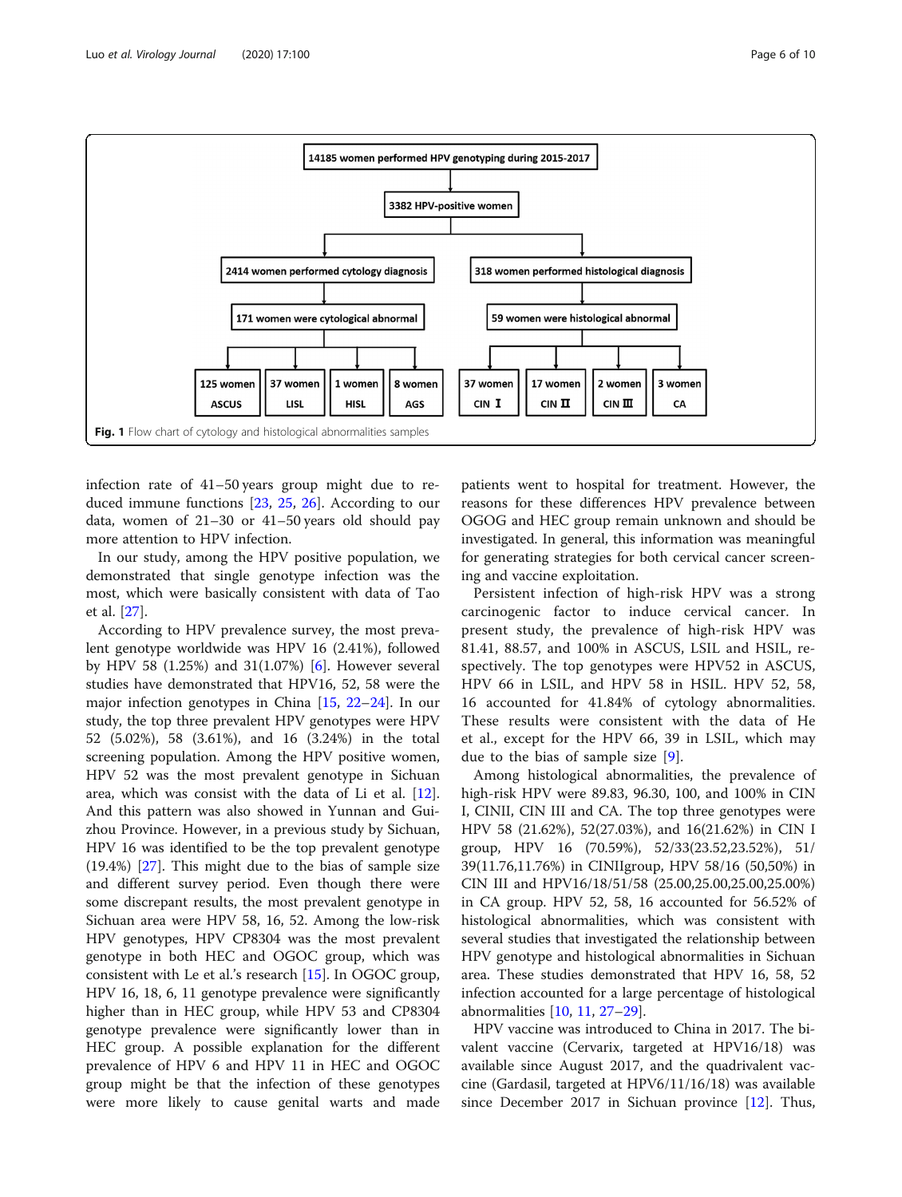14185 women performed HPV genotyping during 2015-2017

3382 HPV-positive women

2414 women performed cytology diagnosis

171 women were cytological abnormal

- 125 women ASCUS
- 37 women LISL
- 1 women HISL
- 8 women AGS

318 women performed histological diagnosis

59 women were histological abnormal

- 37 women CIN Ⅰ
- 17 women CIN Ⅱ
- 2 women CIN Ⅲ
- 3 women CA

**Fig. 1** Flow chart of cytology and histological abnormalities samples

infection rate of 41–50 years group might due to reduced immune functions [23, 25, 26]. According to our data, women of 21–30 or 41–50 years old should pay more attention to HPV infection.

In our study, among the HPV positive population, we demonstrated that single genotype infection was the most, which were basically consistent with data of Tao et al. [27].

According to HPV prevalence survey, the most prevalent genotype worldwide was HPV 16 (2.41%), followed by HPV 58 (1.25%) and 31(1.07%) [6]. However several studies have demonstrated that HPV16, 52, 58 were the major infection genotypes in China [15, 22–24]. In our study, the top three prevalent HPV genotypes were HPV 52 (5.02%), 58 (3.61%), and 16 (3.24%) in the total screening population. Among the HPV positive women, HPV 52 was the most prevalent genotype in Sichuan area, which was consist with the data of Li et al. [12]. And this pattern was also showed in Yunnan and Guizhou Province. However, in a previous study by Sichuan, HPV 16 was identified to be the top prevalent genotype (19.4%) [27]. This might due to the bias of sample size and different survey period. Even though there were some discrepant results, the most prevalent genotype in Sichuan area were HPV 58, 16, 52. Among the low-risk HPV genotypes, HPV CP8304 was the most prevalent genotype in both HEC and OGOC group, which was consistent with Le et al.'s research [15]. In OGOC group, HPV 16, 18, 6, 11 genotype prevalence were significantly higher than in HEC group, while HPV 53 and CP8304 genotype prevalence were significantly lower than in HEC group. A possible explanation for the different prevalence of HPV 6 and HPV 11 in HEC and OGOC group might be that the infection of these genotypes were more likely to cause genital warts and made patients went to hospital for treatment. However, the reasons for these differences HPV prevalence between OGOG and HEC group remain unknown and should be investigated. In general, this information was meaningful for generating strategies for both cervical cancer screening and vaccine exploitation.

Persistent infection of high-risk HPV was a strong carcinogenic factor to induce cervical cancer. In present study, the prevalence of high-risk HPV was 81.41, 88.57, and 100% in ASCUS, LSIL and HSIL, respectively. The top genotypes were HPV52 in ASCUS, HPV 66 in LSIL, and HPV 58 in HSIL. HPV 52, 58, 16 accounted for 41.84% of cytology abnormalities. These results were consistent with the data of He et al., except for the HPV 66, 39 in LSIL, which may due to the bias of sample size [9].

Among histological abnormalities, the prevalence of high-risk HPV were 89.83, 96.30, 100, and 100% in CIN I, CINII, CIN III and CA. The top three genotypes were HPV 58 (21.62%), 52(27.03%), and 16(21.62%) in CIN I group, HPV 16 (70.59%), 52/33(23.52,23.52%), 51/39(11.76,11.76%) in CINIIgroup, HPV 58/16 (50,50%) in CIN III and HPV16/18/51/58 (25.00,25.00,25.00,25.00%) in CA group. HPV 52, 58, 16 accounted for 56.52% of histological abnormalities, which was consistent with several studies that investigated the relationship between HPV genotype and histological abnormalities in Sichuan area. These studies demonstrated that HPV 16, 58, 52 infection accounted for a large percentage of histological abnormalities [10, 11, 27–29].

HPV vaccine was introduced to China in 2017. The bivalent vaccine (Cervarix, targeted at HPV16/18) was available since August 2017, and the quadrivalent vaccine (Gardasil, targeted at HPV6/11/16/18) was available since December 2017 in Sichuan province [12]. Thus,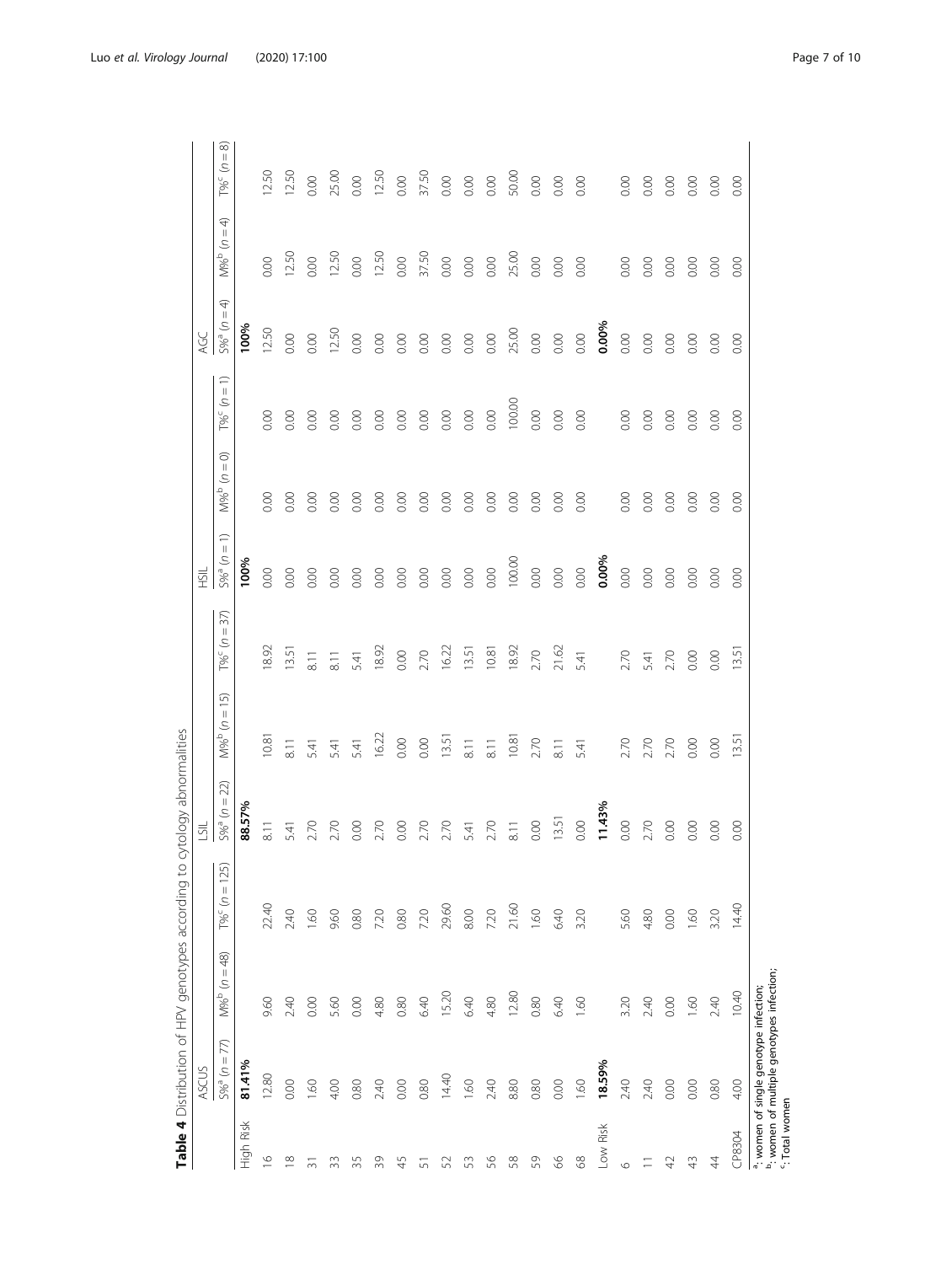**Table 4** Distribution of HPV genotypes according to cytology abnormalities

| | ASCUS | | | LSIL | | | HSIL | | | AGC | | |
|---|---|---|---|---|---|---|---|---|---|---|---|---|
| | S%[a] (n = 77) | M%[b] (n = 48) | T%[c] (n = 125) | S%[a] (n = 22) | M%[b] (n = 15) | T%[c] (n = 37) | S%[a] (n = 1) | M%[b] (n = 0) | T%[c] (n = 1) | S%[a] (n = 4) | M%[b] (n = 4) | T%[c] (n = 8) |
| High Risk | **81.41%** | | | **88.57%** | | | **100%** | | | **100%** | | |
| 16 | 12.80 | 9.60 | 22.40 | 8.11 | 10.81 | 18.92 | 0.00 | 0.00 | 0.00 | 12.50 | 0.00 | 12.50 |
| 18 | 0.00 | 2.40 | 2.40 | 5.41 | 8.11 | 13.51 | 0.00 | 0.00 | 0.00 | 0.00 | 12.50 | 12.50 |
| 31 | 1.60 | 0.00 | 1.60 | 2.70 | 5.41 | 8.11 | 0.00 | 0.00 | 0.00 | 0.00 | 0.00 | 0.00 |
| 33 | 4.00 | 5.60 | 9.60 | 2.70 | 5.41 | 8.11 | 0.00 | 0.00 | 0.00 | 12.50 | 12.50 | 25.00 |
| 35 | 0.80 | 0.00 | 0.80 | 0.00 | 5.41 | 5.41 | 0.00 | 0.00 | 0.00 | 0.00 | 0.00 | 0.00 |
| 39 | 2.40 | 4.80 | 7.20 | 2.70 | 16.22 | 18.92 | 0.00 | 0.00 | 0.00 | 0.00 | 12.50 | 12.50 |
| 45 | 0.00 | 0.80 | 0.80 | 0.00 | 0.00 | 0.00 | 0.00 | 0.00 | 0.00 | 0.00 | 0.00 | 0.00 |
| 51 | 0.80 | 6.40 | 7.20 | 2.70 | 0.00 | 2.70 | 0.00 | 0.00 | 0.00 | 0.00 | 37.50 | 37.50 |
| 52 | 14.40 | 15.20 | 29.60 | 2.70 | 13.51 | 16.22 | 0.00 | 0.00 | 0.00 | 0.00 | 0.00 | 0.00 |
| 53 | 1.60 | 6.40 | 8.00 | 5.41 | 8.11 | 13.51 | 0.00 | 0.00 | 0.00 | 0.00 | 0.00 | 0.00 |
| 56 | 2.40 | 4.80 | 7.20 | 2.70 | 8.11 | 10.81 | 0.00 | 0.00 | 0.00 | 0.00 | 0.00 | 0.00 |
| 58 | 8.80 | 12.80 | 21.60 | 8.11 | 10.81 | 18.92 | 100.00 | 0.00 | 100.00 | 25.00 | 25.00 | 50.00 |
| 59 | 0.80 | 0.80 | 1.60 | 0.00 | 2.70 | 2.70 | 0.00 | 0.00 | 0.00 | 0.00 | 0.00 | 0.00 |
| 66 | 0.00 | 6.40 | 6.40 | 13.51 | 8.11 | 21.62 | 0.00 | 0.00 | 0.00 | 0.00 | 0.00 | 0.00 |
| 68 | 1.60 | 1.60 | 3.20 | 0.00 | 5.41 | 5.41 | 0.00 | 0.00 | 0.00 | 0.00 | 0.00 | 0.00 |
| Low Risk | **18.59%** | | | **11.43%** | | | **0.00%** | | | **0.00%** | | |
| 6 | 2.40 | 3.20 | 5.60 | 0.00 | 2.70 | 2.70 | 0.00 | 0.00 | 0.00 | 0.00 | 0.00 | 0.00 |
| 11 | 2.40 | 2.40 | 4.80 | 2.70 | 2.70 | 5.41 | 0.00 | 0.00 | 0.00 | 0.00 | 0.00 | 0.00 |
| 42 | 0.00 | 0.00 | 0.00 | 0.00 | 2.70 | 2.70 | 0.00 | 0.00 | 0.00 | 0.00 | 0.00 | 0.00 |
| 43 | 0.00 | 1.60 | 1.60 | 0.00 | 0.00 | 0.00 | 0.00 | 0.00 | 0.00 | 0.00 | 0.00 | 0.00 |
| 44 | 0.80 | 2.40 | 3.20 | 0.00 | 0.00 | 0.00 | 0.00 | 0.00 | 0.00 | 0.00 | 0.00 | 0.00 |
| CP8304 | 4.00 | 10.40 | 14.40 | 0.00 | 13.51 | 13.51 | 0.00 | 0.00 | 0.00 | 0.00 | 0.00 | 0.00 |

[a]: women of single genotype infection;
[b]: women of multiple genotypes infection;
[c]: Total women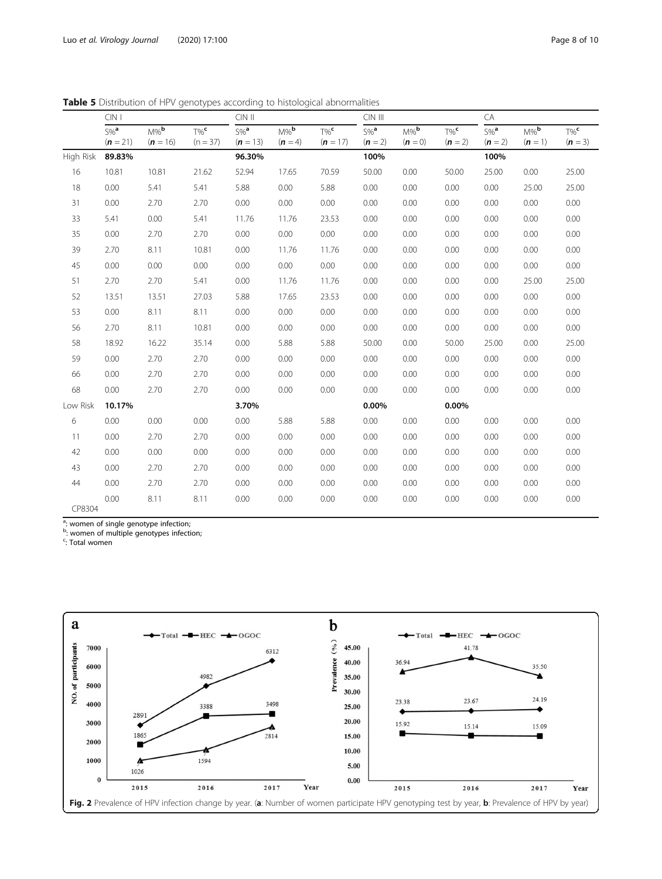**Table 5** Distribution of HPV genotypes according to histological abnormalities

| | CIN I | | | CIN II | | | CIN III | | | CA | | |
|---|---|---|---|---|---|---|---|---|---|---|---|---|
| | S%[a] (n = 21) | M%[b] (n = 16) | T%[c] (n = 37) | S%[a] (n = 13) | M%[b] (n = 4) | T%[c] (n = 17) | S%[a] (n = 2) | M%[b] (n = 0) | T%[c] (n = 2) | S%[a] (n = 2) | M%[b] (n = 1) | T%[c] (n = 3) |
| High Risk | **89.83%** | | | **96.30%** | | | **100%** | | | **100%** | | |
| 16 | 10.81 | 10.81 | 21.62 | 52.94 | 17.65 | 70.59 | 50.00 | 0.00 | 50.00 | 25.00 | 0.00 | 25.00 |
| 18 | 0.00 | 5.41 | 5.41 | 5.88 | 0.00 | 5.88 | 0.00 | 0.00 | 0.00 | 0.00 | 25.00 | 25.00 |
| 31 | 0.00 | 2.70 | 2.70 | 0.00 | 0.00 | 0.00 | 0.00 | 0.00 | 0.00 | 0.00 | 0.00 | 0.00 |
| 33 | 5.41 | 0.00 | 5.41 | 11.76 | 11.76 | 23.53 | 0.00 | 0.00 | 0.00 | 0.00 | 0.00 | 0.00 |
| 35 | 0.00 | 2.70 | 2.70 | 0.00 | 0.00 | 0.00 | 0.00 | 0.00 | 0.00 | 0.00 | 0.00 | 0.00 |
| 39 | 2.70 | 8.11 | 10.81 | 0.00 | 11.76 | 11.76 | 0.00 | 0.00 | 0.00 | 0.00 | 0.00 | 0.00 |
| 45 | 0.00 | 0.00 | 0.00 | 0.00 | 0.00 | 0.00 | 0.00 | 0.00 | 0.00 | 0.00 | 0.00 | 0.00 |
| 51 | 2.70 | 2.70 | 5.41 | 0.00 | 11.76 | 11.76 | 0.00 | 0.00 | 0.00 | 0.00 | 25.00 | 25.00 |
| 52 | 13.51 | 13.51 | 27.03 | 5.88 | 17.65 | 23.53 | 0.00 | 0.00 | 0.00 | 0.00 | 0.00 | 0.00 |
| 53 | 0.00 | 8.11 | 8.11 | 0.00 | 0.00 | 0.00 | 0.00 | 0.00 | 0.00 | 0.00 | 0.00 | 0.00 |
| 56 | 2.70 | 8.11 | 10.81 | 0.00 | 0.00 | 0.00 | 0.00 | 0.00 | 0.00 | 0.00 | 0.00 | 0.00 |
| 58 | 18.92 | 16.22 | 35.14 | 0.00 | 5.88 | 5.88 | 50.00 | 0.00 | 50.00 | 25.00 | 0.00 | 25.00 |
| 59 | 0.00 | 2.70 | 2.70 | 0.00 | 0.00 | 0.00 | 0.00 | 0.00 | 0.00 | 0.00 | 0.00 | 0.00 |
| 66 | 0.00 | 2.70 | 2.70 | 0.00 | 0.00 | 0.00 | 0.00 | 0.00 | 0.00 | 0.00 | 0.00 | 0.00 |
| 68 | 0.00 | 2.70 | 2.70 | 0.00 | 0.00 | 0.00 | 0.00 | 0.00 | 0.00 | 0.00 | 0.00 | 0.00 |
| Low Risk | **10.17%** | | | **3.70%** | | | **0.00%** | | **0.00%** | | | |
| 6 | 0.00 | 0.00 | 0.00 | 0.00 | 5.88 | 5.88 | 0.00 | 0.00 | 0.00 | 0.00 | 0.00 | 0.00 |
| 11 | 0.00 | 2.70 | 2.70 | 0.00 | 0.00 | 0.00 | 0.00 | 0.00 | 0.00 | 0.00 | 0.00 | 0.00 |
| 42 | 0.00 | 0.00 | 0.00 | 0.00 | 0.00 | 0.00 | 0.00 | 0.00 | 0.00 | 0.00 | 0.00 | 0.00 |
| 43 | 0.00 | 2.70 | 2.70 | 0.00 | 0.00 | 0.00 | 0.00 | 0.00 | 0.00 | 0.00 | 0.00 | 0.00 |
| 44 | 0.00 | 2.70 | 2.70 | 0.00 | 0.00 | 0.00 | 0.00 | 0.00 | 0.00 | 0.00 | 0.00 | 0.00 |
| CP8304 | 0.00 | 8.11 | 8.11 | 0.00 | 0.00 | 0.00 | 0.00 | 0.00 | 0.00 | 0.00 | 0.00 | 0.00 |

[a]: women of single genotype infection;
[b]: women of multiple genotypes infection;
[c]: Total women

**Fig. 2** Prevalence of HPV infection change by year. (**a**: Number of women participate HPV genotyping test by year, **b**: Prevalence of HPV by year)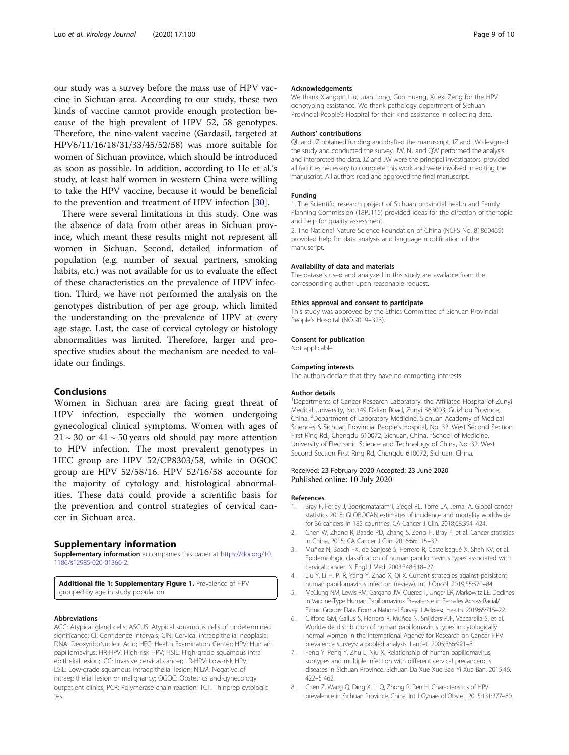our study was a survey before the mass use of HPV vaccine in Sichuan area. According to our study, these two kinds of vaccine cannot provide enough protection because of the high prevalent of HPV 52, 58 genotypes. Therefore, the nine-valent vaccine (Gardasil, targeted at HPV6/11/16/18/31/33/45/52/58) was more suitable for women of Sichuan province, which should be introduced as soon as possible. In addition, according to He et al.'s study, at least half women in western China were willing to take the HPV vaccine, because it would be beneficial to the prevention and treatment of HPV infection [30].

There were several limitations in this study. One was the absence of data from other areas in Sichuan province, which meant these results might not represent all women in Sichuan. Second, detailed information of population (e.g. number of sexual partners, smoking habits, etc.) was not available for us to evaluate the effect of these characteristics on the prevalence of HPV infection. Third, we have not performed the analysis on the genotypes distribution of per age group, which limited the understanding on the prevalence of HPV at every age stage. Last, the case of cervical cytology or histology abnormalities was limited. Therefore, larger and prospective studies about the mechanism are needed to validate our findings.

## Conclusions

Women in Sichuan area are facing great threat of HPV infection, especially the women undergoing gynecological clinical symptoms. Women with ages of 21 ~ 30 or 41 ~ 50 years old should pay more attention to HPV infection. The most prevalent genotypes in HEC group are HPV 52/CP8303/58, while in OGOC group are HPV 52/58/16. HPV 52/16/58 accounte for the majority of cytology and histological abnormalities. These data could provide a scientific basis for the prevention and control strategies of cervical cancer in Sichuan area.

## Supplementary information

**Supplementary information** accompanies this paper at https://doi.org/10.1186/s12985-020-01366-2.

**Additional file 1: Supplementary Figure 1.** Prevalence of HPV grouped by age in study population.

#### Abbreviations

AGC: Atypical gland cells; ASCUS: Atypical squamous cells of undetermined significance; CI: Confidence intervals; CIN: Cervical intraepithelial neoplasia; DNA: DeoxyriboNucleic Acid; HEC: Health Examination Center; HPV: Human papillomavirus; HR-HPV: High-risk HPV; HSIL: High-grade squamous intra epithelial lesion; ICC: Invasive cervical cancer; LR-HPV: Low-risk HPV; LSIL: Low-grade squamous intraepithelial lesion; NILM: Negative of intraepithelial lesion or malignancy; OGOC: Obstetrics and gynecology outpatient clinics; PCR: Polymerase chain reaction; TCT: Thinprep cytologic test

#### Acknowledgements

We thank Xiangqin Liu, Juan Long, Guo Huang, Xuexi Zeng for the HPV genotyping assistance. We thank pathology department of Sichuan Provincial People's Hospital for their kind assistance in collecting data.

#### Authors' contributions

QL and JZ obtained funding and drafted the manuscript. JZ and JW designed the study and conducted the survey. JW, NJ and QW performed the analysis and interpreted the data. JZ and JW were the principal investigators, provided all facilities necessary to complete this work and were involved in editing the manuscript. All authors read and approved the final manuscript.

#### Funding

1. The Scientific research project of Sichuan provincial health and Family Planning Commission (18PJ115) provided ideas for the direction of the topic and help for quality assessment.
2. The National Nature Science Foundation of China (NCFS No. 81860469) provided help for data analysis and language modification of the manuscript.

#### Availability of data and materials

The datasets used and analyzed in this study are available from the corresponding author upon reasonable request.

#### Ethics approval and consent to participate

This study was approved by the Ethics Committee of Sichuan Provincial People's Hospital (NO.2019–323).

#### Consent for publication

Not applicable.

#### Competing interests

The authors declare that they have no competing interests.

#### Author details

[1]Departments of Cancer Research Laboratory, the Affiliated Hospital of Zunyi Medical University, No.149 Dalian Road, Zunyi 563003, Guizhou Province, China. [2]Department of Laboratory Medicine, Sichuan Academy of Medical Sciences & Sichuan Provincial People's Hospital, No. 32, West Second Section First Ring Rd., Chengdu 610072, Sichuan, China. [3]School of Medicine, University of Electronic Science and Technology of China, No. 32, West Second Section First Ring Rd, Chengdu 610072, Sichuan, China.

Received: 23 February 2020 Accepted: 23 June 2020
Published online: 10 July 2020

#### References

1. Bray F, Ferlay J, Soerjomataram I, Siegel RL, Torre LA, Jemal A. Global cancer statistics 2018: GLOBOCAN estimates of incidence and mortality worldwide for 36 cancers in 185 countries. CA Cancer J Clin. 2018;68:394–424.
2. Chen W, Zheng R, Baade PD, Zhang S, Zeng H, Bray F, et al. Cancer statistics in China, 2015. CA Cancer J Clin. 2016;66:115–32.
3. Muñoz N, Bosch FX, de Sanjosé S, Herrero R, Castellsagué X, Shah KV, et al. Epidemiologic classification of human papillomavirus types associated with cervical cancer. N Engl J Med. 2003;348:518–27.
4. Liu Y, Li H, Pi R, Yang Y, Zhao X, Qi X. Current strategies against persistent human papillomavirus infection (review). Int J Oncol. 2019;55:570–84.
5. McClung NM, Lewis RM, Gargano JW, Querec T, Unger ER, Markowitz LE. Declines in Vaccine-Type Human Papillomavirus Prevalence in Females Across Racial/Ethnic Groups: Data From a National Survey. J Adolesc Health. 2019;65:715–22.
6. Clifford GM, Gallus S, Herrero R, Muñoz N, Snijders PJF, Vaccarella S, et al. Worldwide distribution of human papillomavirus types in cytologically normal women in the International Agency for Research on Cancer HPV prevalence surveys: a pooled analysis. Lancet. 2005;366:991–8.
7. Feng Y, Peng Y, Zhu L, Niu X. Relationship of human papillomavirus subtypes and multiple infection with different cervical precancerous diseases in Sichuan Province. Sichuan Da Xue Xue Bao Yi Xue Ban. 2015;46:422–5 462.
8. Chen Z, Wang Q, Ding X, Li Q, Zhong R, Ren H. Characteristics of HPV prevalence in Sichuan Province, China. Int J Gynaecol Obstet. 2015;131:277–80.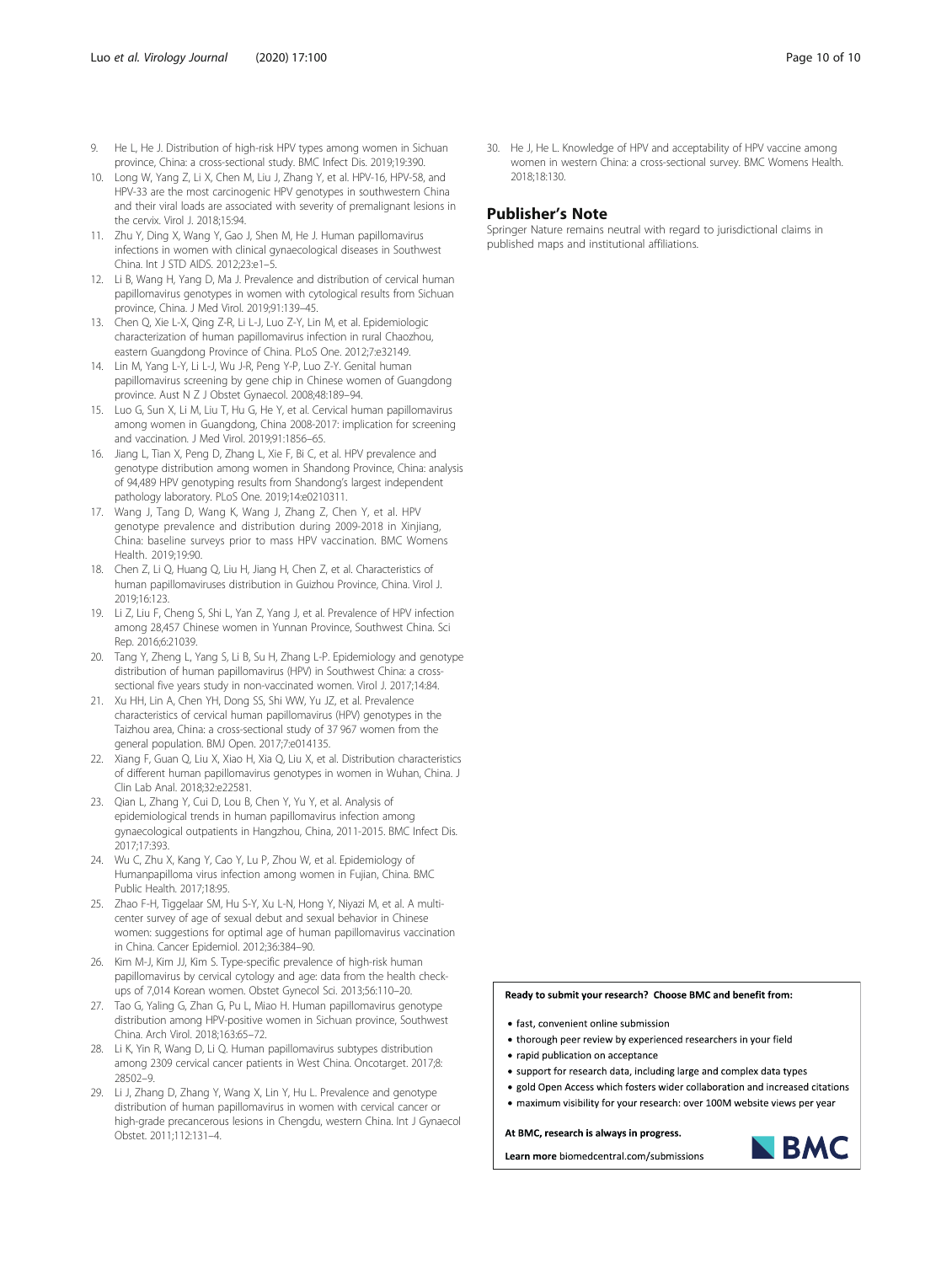9. He L, He J. Distribution of high-risk HPV types among women in Sichuan province, China: a cross-sectional study. BMC Infect Dis. 2019;19:390.
10. Long W, Yang Z, Li X, Chen M, Liu J, Zhang Y, et al. HPV-16, HPV-58, and HPV-33 are the most carcinogenic HPV genotypes in southwestern China and their viral loads are associated with severity of premalignant lesions in the cervix. Virol J. 2018;15:94.
11. Zhu Y, Ding X, Wang Y, Gao J, Shen M, He J. Human papillomavirus infections in women with clinical gynaecological diseases in Southwest China. Int J STD AIDS. 2012;23:e1–5.
12. Li B, Wang H, Yang D, Ma J. Prevalence and distribution of cervical human papillomavirus genotypes in women with cytological results from Sichuan province, China. J Med Virol. 2019;91:139–45.
13. Chen Q, Xie L-X, Qing Z-R, Li L-J, Luo Z-Y, Lin M, et al. Epidemiologic characterization of human papillomavirus infection in rural Chaozhou, eastern Guangdong Province of China. PLoS One. 2012;7:e32149.
14. Lin M, Yang L-Y, Li L-J, Wu J-R, Peng Y-P, Luo Z-Y. Genital human papillomavirus screening by gene chip in Chinese women of Guangdong province. Aust N Z J Obstet Gynaecol. 2008;48:189–94.
15. Luo G, Sun X, Li M, Liu T, Hu G, He Y, et al. Cervical human papillomavirus among women in Guangdong, China 2008-2017: implication for screening and vaccination. J Med Virol. 2019;91:1856–65.
16. Jiang L, Tian X, Peng D, Zhang L, Xie F, Bi C, et al. HPV prevalence and genotype distribution among women in Shandong Province, China: analysis of 94,489 HPV genotyping results from Shandong's largest independent pathology laboratory. PLoS One. 2019;14:e0210311.
17. Wang J, Tang D, Wang K, Wang J, Zhang Z, Chen Y, et al. HPV genotype prevalence and distribution during 2009-2018 in Xinjiang, China: baseline surveys prior to mass HPV vaccination. BMC Womens Health. 2019;19:90.
18. Chen Z, Li Q, Huang Q, Liu H, Jiang H, Chen Z, et al. Characteristics of human papillomaviruses distribution in Guizhou Province, China. Virol J. 2019;16:123.
19. Li Z, Liu F, Cheng S, Shi L, Yan Z, Yang J, et al. Prevalence of HPV infection among 28,457 Chinese women in Yunnan Province, Southwest China. Sci Rep. 2016;6:21039.
20. Tang Y, Zheng L, Yang S, Li B, Su H, Zhang L-P. Epidemiology and genotype distribution of human papillomavirus (HPV) in Southwest China: a cross-sectional five years study in non-vaccinated women. Virol J. 2017;14:84.
21. Xu HH, Lin A, Chen YH, Dong SS, Shi WW, Yu JZ, et al. Prevalence characteristics of cervical human papillomavirus (HPV) genotypes in the Taizhou area, China: a cross-sectional study of 37 967 women from the general population. BMJ Open. 2017;7:e014135.
22. Xiang F, Guan Q, Liu X, Xiao H, Xia Q, Liu X, et al. Distribution characteristics of different human papillomavirus genotypes in women in Wuhan, China. J Clin Lab Anal. 2018;32:e22581.
23. Qian L, Zhang Y, Cui D, Lou B, Chen Y, Yu Y, et al. Analysis of epidemiological trends in human papillomavirus infection among gynaecological outpatients in Hangzhou, China, 2011-2015. BMC Infect Dis. 2017;17:393.
24. Wu C, Zhu X, Kang Y, Cao Y, Lu P, Zhou W, et al. Epidemiology of Humanpapilloma virus infection among women in Fujian, China. BMC Public Health. 2017;18:95.
25. Zhao F-H, Tiggelaar SM, Hu S-Y, Xu L-N, Hong Y, Niyazi M, et al. A multi-center survey of age of sexual debut and sexual behavior in Chinese women: suggestions for optimal age of human papillomavirus vaccination in China. Cancer Epidemiol. 2012;36:384–90.
26. Kim M-J, Kim JJ, Kim S. Type-specific prevalence of high-risk human papillomavirus by cervical cytology and age: data from the health check-ups of 7,014 Korean women. Obstet Gynecol Sci. 2013;56:110–20.
27. Tao G, Yaling G, Zhan G, Pu L, Miao H. Human papillomavirus genotype distribution among HPV-positive women in Sichuan province, Southwest China. Arch Virol. 2018;163:65–72.
28. Li K, Yin R, Wang D, Li Q. Human papillomavirus subtypes distribution among 2309 cervical cancer patients in West China. Oncotarget. 2017;8:28502–9.
29. Li J, Zhang D, Zhang Y, Wang X, Lin Y, Hu L. Prevalence and genotype distribution of human papillomavirus in women with cervical cancer or high-grade precancerous lesions in Chengdu, western China. Int J Gynaecol Obstet. 2011;112:131–4.
30. He J, He L. Knowledge of HPV and acceptability of HPV vaccine among women in western China: a cross-sectional survey. BMC Womens Health. 2018;18:130.

## Publisher's Note

Springer Nature remains neutral with regard to jurisdictional claims in published maps and institutional affiliations.

**Ready to submit your research? Choose BMC and benefit from:**

- fast, convenient online submission
- thorough peer review by experienced researchers in your field
- rapid publication on acceptance
- support for research data, including large and complex data types
- gold Open Access which fosters wider collaboration and increased citations
- maximum visibility for your research: over 100M website views per year

**At BMC, research is always in progress.**

**Learn more** biomedcentral.com/submissions

BMC